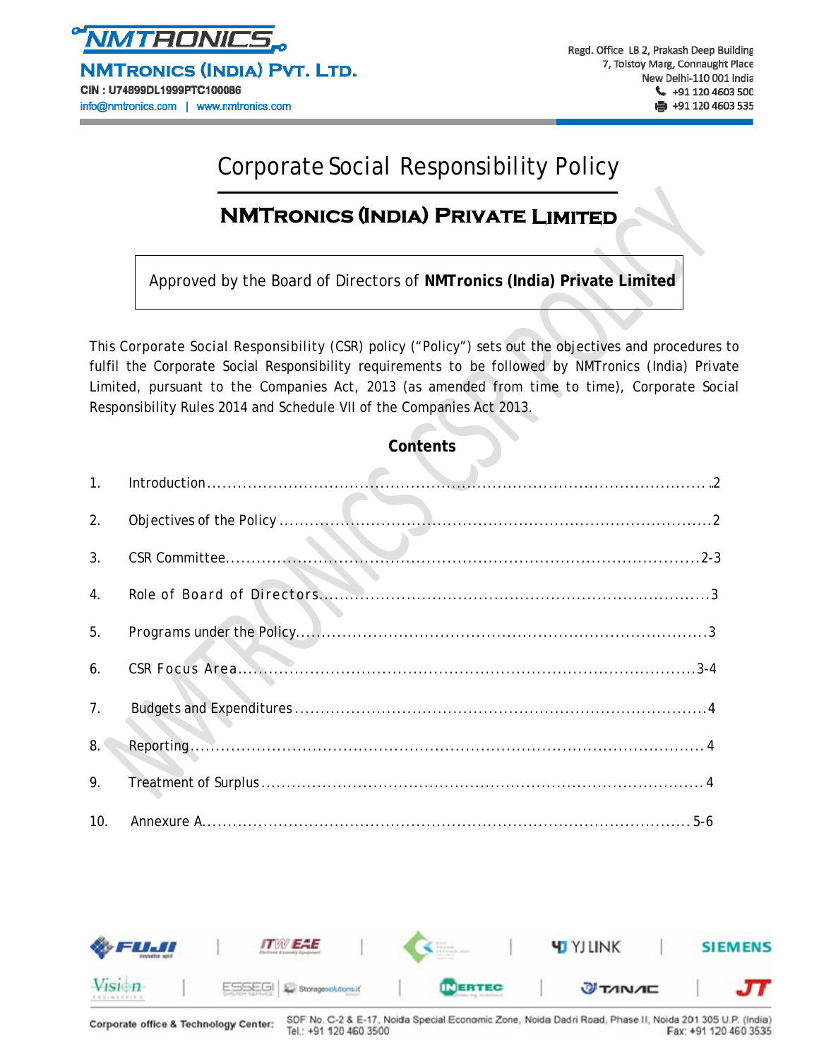**NMTRONICS (INDIA) PVT. LTD.**
CIN : U74899DL1999PTC100086
info@nmtronics.com | www.nmtronics.com

Regd. Office LB 2, Prakash Deep Building
7, Tolstoy Marg, Connaught Place
New Delhi-110 001 India
+91 120 4603 500
+91 120 4603 535

# Corporate Social Responsibility Policy

## NMTRONICS (INDIA) PRIVATE LIMITED

Approved by the Board of Directors of **NMTronics (India) Private Limited**

This Corporate Social Responsibility (CSR) policy ("Policy") sets out the objectives and procedures to fulfil the Corporate Social Responsibility requirements to be followed by NMTronics (India) Private Limited, pursuant to the Companies Act, 2013 (as amended from time to time), Corporate Social Responsibility Rules 2014 and Schedule VII of the Companies Act 2013.

**Contents**

| No. | Section | Page |
|---|---|---|
| 1. | Introduction | 2 |
| 2. | Objectives of the Policy | 2 |
| 3. | CSR Committee | 2-3 |
| 4. | Role of Board of Directors | 3 |
| 5. | Programs under the Policy | 3 |
| 6. | CSR Focus Area | 3-4 |
| 7. | Budgets and Expenditures | 4 |
| 8. | Reporting | 4 |
| 9. | Treatment of Surplus | 4 |
| 10. | Annexure A | 5-6 |

Corporate office & Technology Center: SDF No. C-2 & E-17, Noida Special Economic Zone, Noida Dadri Road, Phase II, Noida 201 305 U.P. (India)
Tel.: +91 120 460 3500 Fax: +91 120 460 3535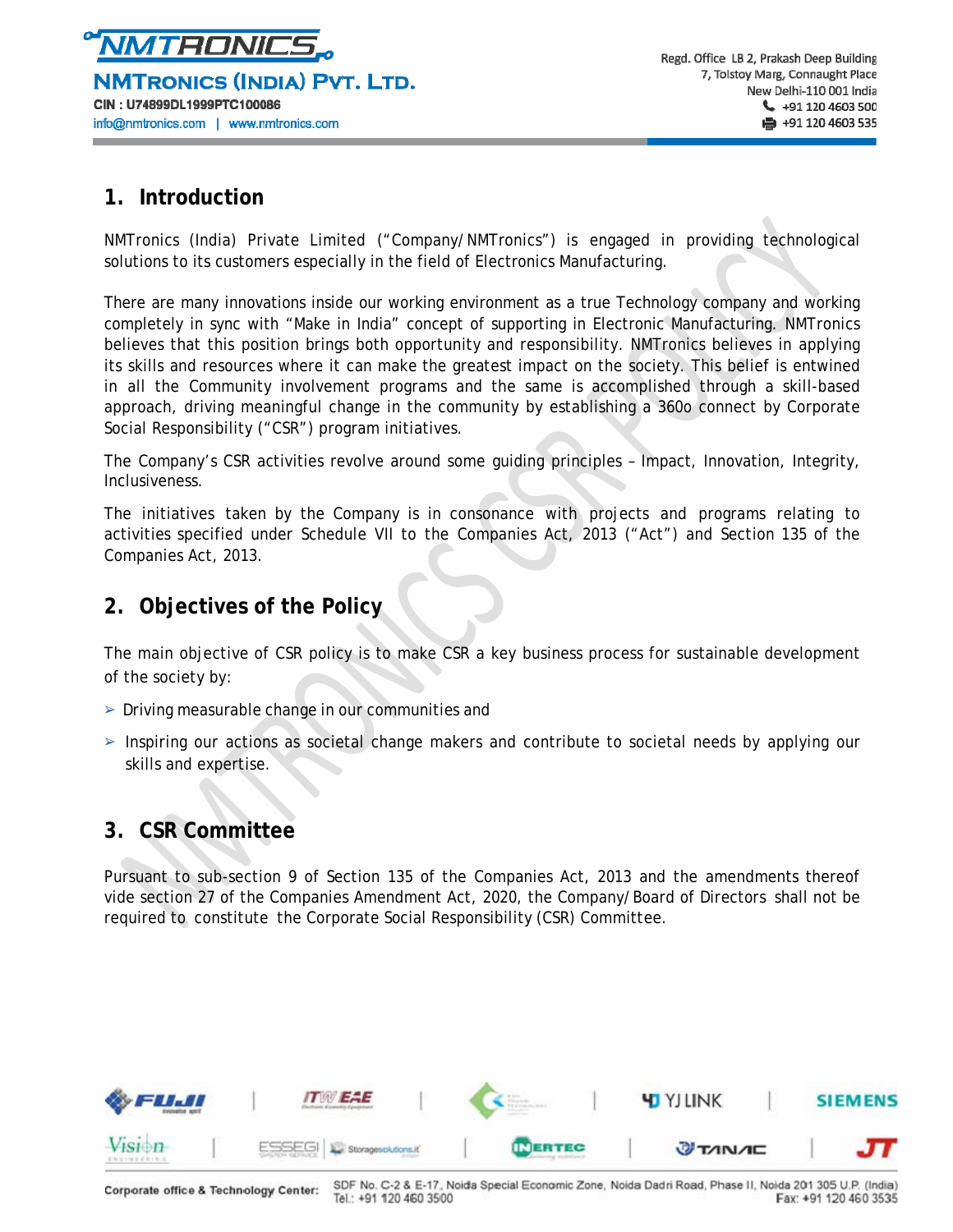## 1. Introduction

NMTronics (India) Private Limited ("Company/NMTronics") is engaged in providing technological solutions to its customers especially in the field of Electronics Manufacturing.

There are many innovations inside our working environment as a true Technology company and working completely in sync with "Make in India" concept of supporting in Electronic Manufacturing. NMTronics believes that this position brings both opportunity and responsibility. NMTronics believes in applying its skills and resources where it can make the greatest impact on the society. This belief is entwined in all the Community involvement programs and the same is accomplished through a skill-based approach, driving meaningful change in the community by establishing a 360o connect by Corporate Social Responsibility ("CSR") program initiatives.

The Company's CSR activities revolve around some guiding principles – Impact, Innovation, Integrity, Inclusiveness.

The initiatives taken by the Company is in consonance with projects and programs relating to activities specified under Schedule VII to the Companies Act, 2013 ("Act") and Section 135 of the Companies Act, 2013.

## 2. Objectives of the Policy

The main objective of CSR policy is to make CSR a key business process for sustainable development of the society by:

- Driving measurable change in our communities and
- Inspiring our actions as societal change makers and contribute to societal needs by applying our skills and expertise.

## 3. CSR Committee

Pursuant to sub-section 9 of Section 135 of the Companies Act, 2013 and the amendments thereof vide section 27 of the Companies Amendment Act, 2020, the Company/Board of Directors shall not be required to constitute the Corporate Social Responsibility (CSR) Committee.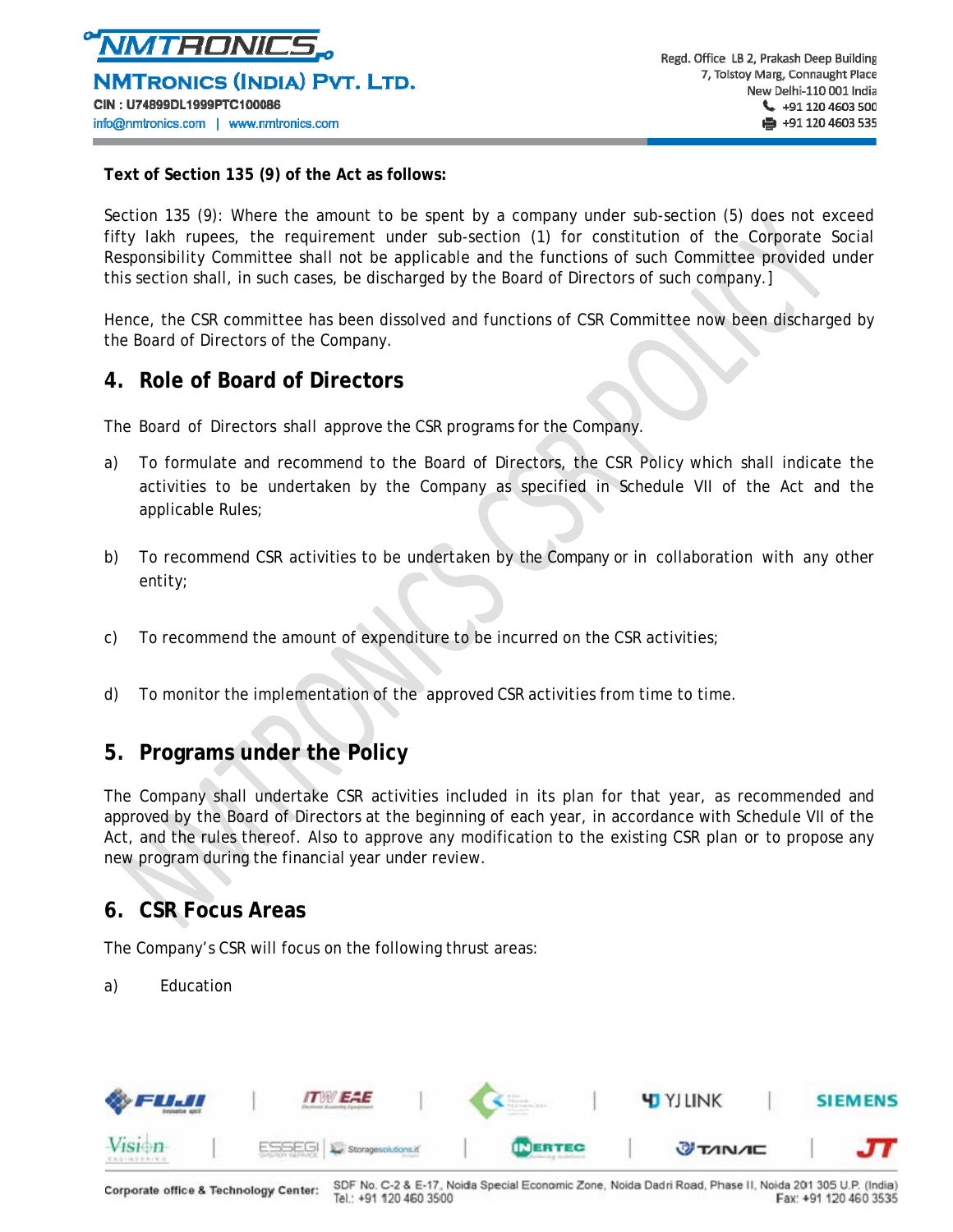**Text of Section 135 (9) of the Act as follows:**

Section 135 (9): Where the amount to be spent by a company under sub-section (5) does not exceed fifty lakh rupees, the requirement under sub-section (1) for constitution of the Corporate Social Responsibility Committee shall not be applicable and the functions of such Committee provided under this section shall, in such cases, be discharged by the Board of Directors of such company.]

Hence, the CSR committee has been dissolved and functions of CSR Committee now been discharged by the Board of Directors of the Company.

## 4. Role of Board of Directors

The Board of Directors shall approve the CSR programs for the Company.

a) To formulate and recommend to the Board of Directors, the CSR Policy which shall indicate the activities to be undertaken by the Company as specified in Schedule VII of the Act and the applicable Rules;

b) To recommend CSR activities to be undertaken by the Company or in collaboration with any other entity;

c) To recommend the amount of expenditure to be incurred on the CSR activities;

d) To monitor the implementation of the approved CSR activities from time to time.

## 5. Programs under the Policy

The Company shall undertake CSR activities included in its plan for that year, as recommended and approved by the Board of Directors at the beginning of each year, in accordance with Schedule VII of the Act, and the rules thereof. Also to approve any modification to the existing CSR plan or to propose any new program during the financial year under review.

## 6. CSR Focus Areas

The Company's CSR will focus on the following thrust areas:

a) Education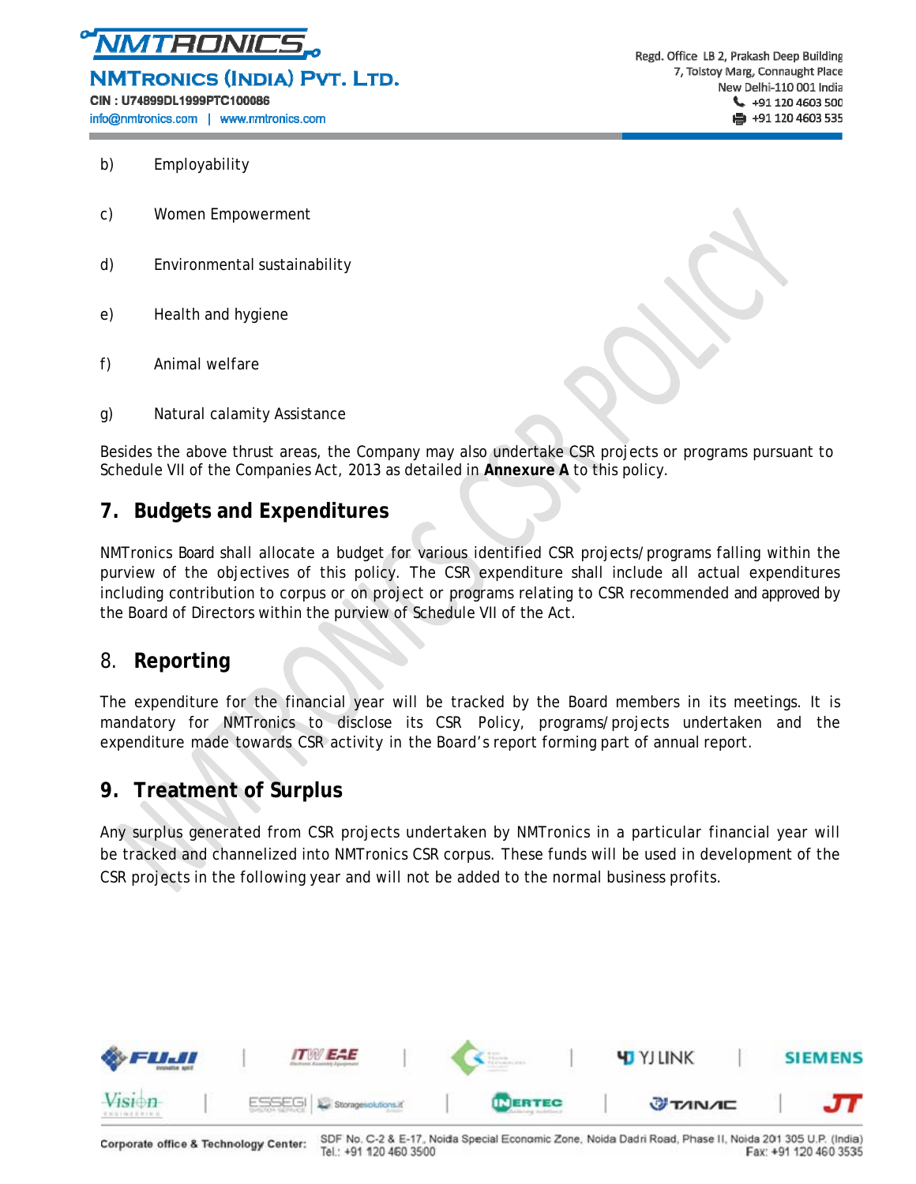b) Employability

c) Women Empowerment

d) Environmental sustainability

e) Health and hygiene

f) Animal welfare

g) Natural calamity Assistance

Besides the above thrust areas, the Company may also undertake CSR projects or programs pursuant to Schedule VII of the Companies Act, 2013 as detailed in **Annexure A** to this policy.

## 7. Budgets and Expenditures

NMTronics Board shall allocate a budget for various identified CSR projects/programs falling within the purview of the objectives of this policy. The CSR expenditure shall include all actual expenditures including contribution to corpus or on project or programs relating to CSR recommended and approved by the Board of Directors within the purview of Schedule VII of the Act.

## 8. Reporting

The expenditure for the financial year will be tracked by the Board members in its meetings. It is mandatory for NMTronics to disclose its CSR Policy, programs/projects undertaken and the expenditure made towards CSR activity in the Board's report forming part of annual report.

## 9. Treatment of Surplus

Any surplus generated from CSR projects undertaken by NMTronics in a particular financial year will be tracked and channelized into NMTronics CSR corpus. These funds will be used in development of the CSR projects in the following year and will not be added to the normal business profits.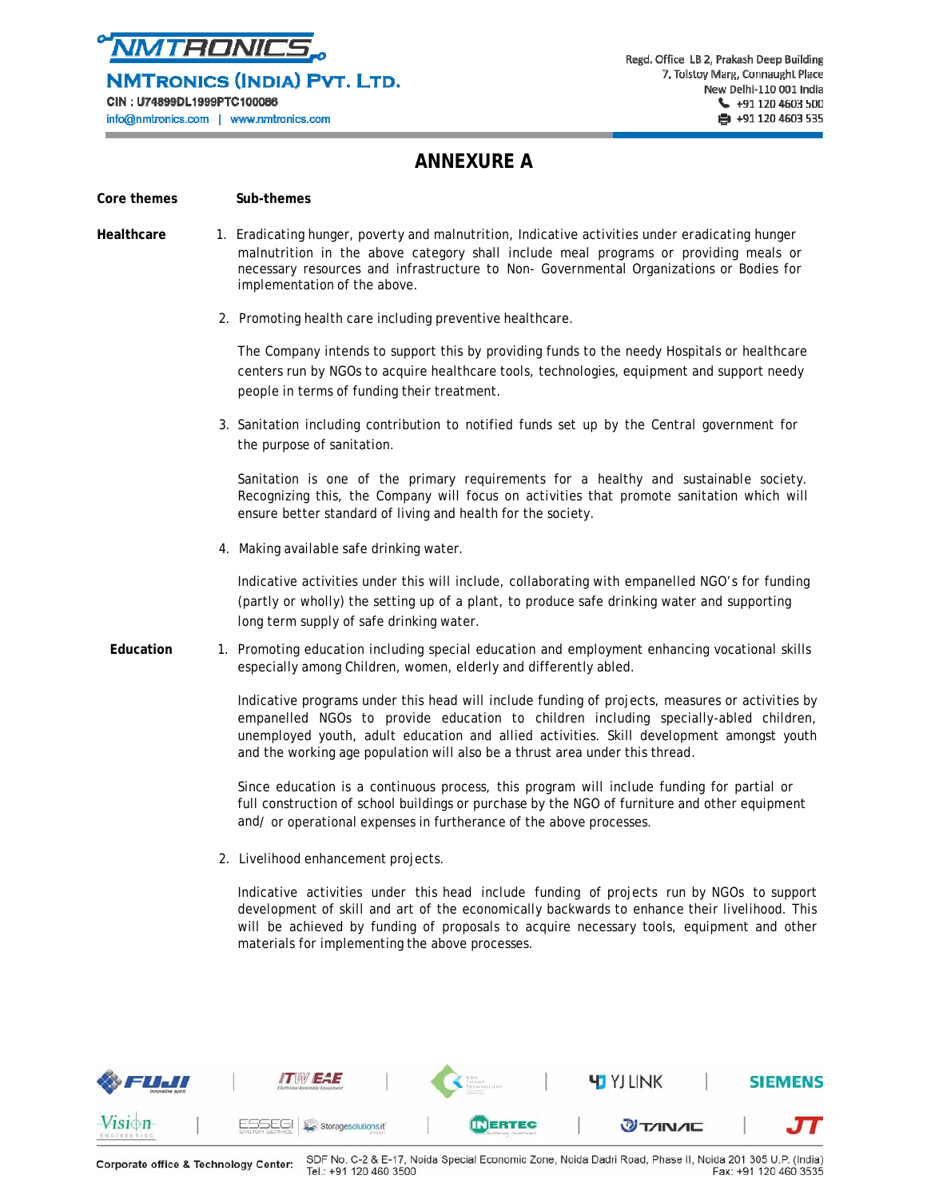# ANNEXURE A

**Core themes** | **Sub-themes**

**Healthcare**

1. Eradicating hunger, poverty and malnutrition, Indicative activities under eradicating hunger malnutrition in the above category shall include meal programs or providing meals or necessary resources and infrastructure to Non- Governmental Organizations or Bodies for implementation of the above.

2. Promoting health care including preventive healthcare.

   The Company intends to support this by providing funds to the needy Hospitals or healthcare centers run by NGOs to acquire healthcare tools, technologies, equipment and support needy people in terms of funding their treatment.

3. Sanitation including contribution to notified funds set up by the Central government for the purpose of sanitation.

   Sanitation is one of the primary requirements for a healthy and sustainable society. Recognizing this, the Company will focus on activities that promote sanitation which will ensure better standard of living and health for the society.

4. Making available safe drinking water.

   Indicative activities under this will include, collaborating with empanelled NGO's for funding (partly or wholly) the setting up of a plant, to produce safe drinking water and supporting long term supply of safe drinking water.

**Education**

1. Promoting education including special education and employment enhancing vocational skills especially among Children, women, elderly and differently abled.

   Indicative programs under this head will include funding of projects, measures or activities by empanelled NGOs to provide education to children including specially-abled children, unemployed youth, adult education and allied activities. Skill development amongst youth and the working age population will also be a thrust area under this thread.

   Since education is a continuous process, this program will include funding for partial or full construction of school buildings or purchase by the NGO of furniture and other equipment and/ or operational expenses in furtherance of the above processes.

2. Livelihood enhancement projects.

   Indicative activities under this head include funding of projects run by NGOs to support development of skill and art of the economically backwards to enhance their livelihood. This will be achieved by funding of proposals to acquire necessary tools, equipment and other materials for implementing the above processes.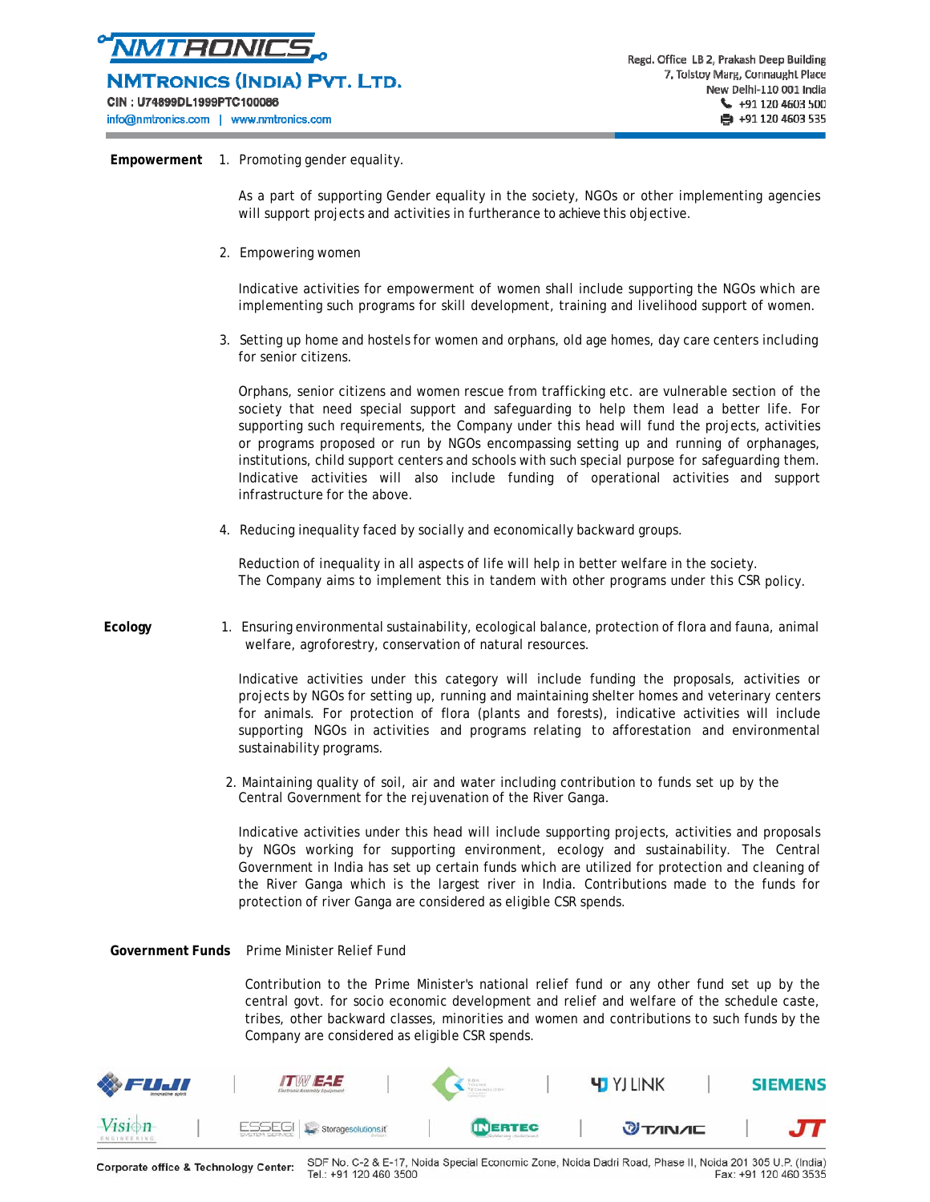**Empowerment**

1. Promoting gender equality.

   As a part of supporting Gender equality in the society, NGOs or other implementing agencies will support projects and activities in furtherance to achieve this objective.

2. Empowering women

   Indicative activities for empowerment of women shall include supporting the NGOs which are implementing such programs for skill development, training and livelihood support of women.

3. Setting up home and hostels for women and orphans, old age homes, day care centers including for senior citizens.

   Orphans, senior citizens and women rescue from trafficking etc. are vulnerable section of the society that need special support and safeguarding to help them lead a better life. For supporting such requirements, the Company under this head will fund the projects, activities or programs proposed or run by NGOs encompassing setting up and running of orphanages, institutions, child support centers and schools with such special purpose for safeguarding them. Indicative activities will also include funding of operational activities and support infrastructure for the above.

4. Reducing inequality faced by socially and economically backward groups.

   Reduction of inequality in all aspects of life will help in better welfare in the society. The Company aims to implement this in tandem with other programs under this CSR policy.

**Ecology**

1. Ensuring environmental sustainability, ecological balance, protection of flora and fauna, animal welfare, agroforestry, conservation of natural resources.

   Indicative activities under this category will include funding the proposals, activities or projects by NGOs for setting up, running and maintaining shelter homes and veterinary centers for animals. For protection of flora (plants and forests), indicative activities will include supporting NGOs in activities and programs relating to afforestation and environmental sustainability programs.

2. Maintaining quality of soil, air and water including contribution to funds set up by the Central Government for the rejuvenation of the River Ganga.

   Indicative activities under this head will include supporting projects, activities and proposals by NGOs working for supporting environment, ecology and sustainability. The Central Government in India has set up certain funds which are utilized for protection and cleaning of the River Ganga which is the largest river in India. Contributions made to the funds for protection of river Ganga are considered as eligible CSR spends.

**Government Funds** Prime Minister Relief Fund

Contribution to the Prime Minister's national relief fund or any other fund set up by the central govt. for socio economic development and relief and welfare of the schedule caste, tribes, other backward classes, minorities and women and contributions to such funds by the Company are considered as eligible CSR spends.